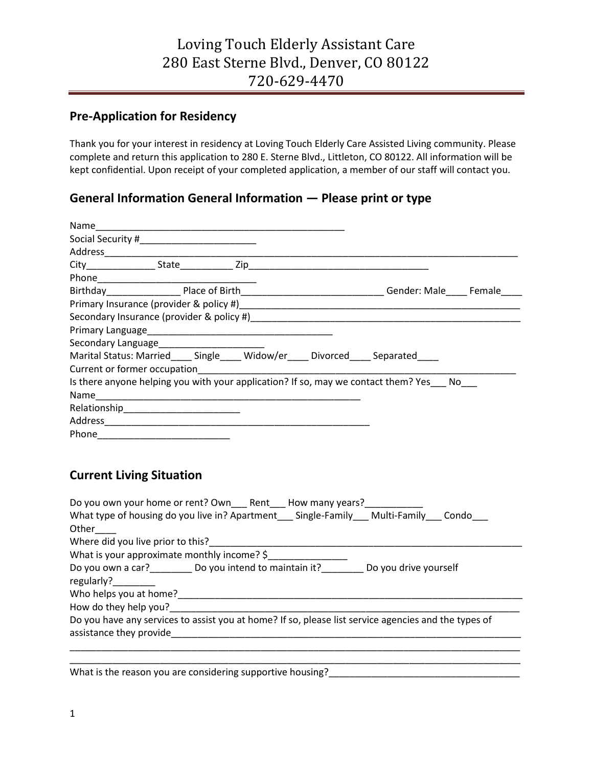# Loving Touch Elderly Assistant Care
# 280 East Sterne Blvd., Denver, CO 80122
# 720-629-4470

## Pre-Application for Residency

Thank you for your interest in residency at Loving Touch Elderly Care Assisted Living community. Please complete and return this application to 280 E. Sterne Blvd., Littleton, CO 80122. All information will be kept confidential. Upon receipt of your completed application, a member of our staff will contact you.

## General Information General Information — Please print or type

Name_________________________________________________

Social Security #______________________

Address_________________________________________________________________________________

City_____________ State__________ Zip__________________________________

Phone______________________________

Birthday______________ Place of Birth___________________________ Gender: Male____ Female____

Primary Insurance (provider & policy #)______________________________________________________

Secondary Insurance (provider & policy #)____________________________________________________

Primary Language____________________________________

Secondary Language____________________

Marital Status: Married____ Single____ Widow/er____ Divorced____ Separated____

Current or former occupation______________________________________________________________

Is there anyone helping you with your application? If so, may we contact them? Yes___ No___

Name_____________________________________________________

Relationship______________________

Address____________________________________________________

Phone_________________________

## Current Living Situation

Do you own your home or rent? Own___ Rent___ How many years?___________

What type of housing do you live in? Apartment___ Single-Family___ Multi-Family___ Condo___ Other____

Where did you live prior to this?______________________________________________________________

What is your approximate monthly income? $_______________

Do you own a car?________ Do you intend to maintain it?________ Do you drive yourself regularly?________

Who helps you at home?____________________________________________________________________

How do they help you?_____________________________________________________________________

Do you have any services to assist you at home? If so, please list service agencies and the types of assistance they provide_____________________________________________________________________

_________________________________________________________________________________________

_________________________________________________________________________________________

What is the reason you are considering supportive housing?_____________________________________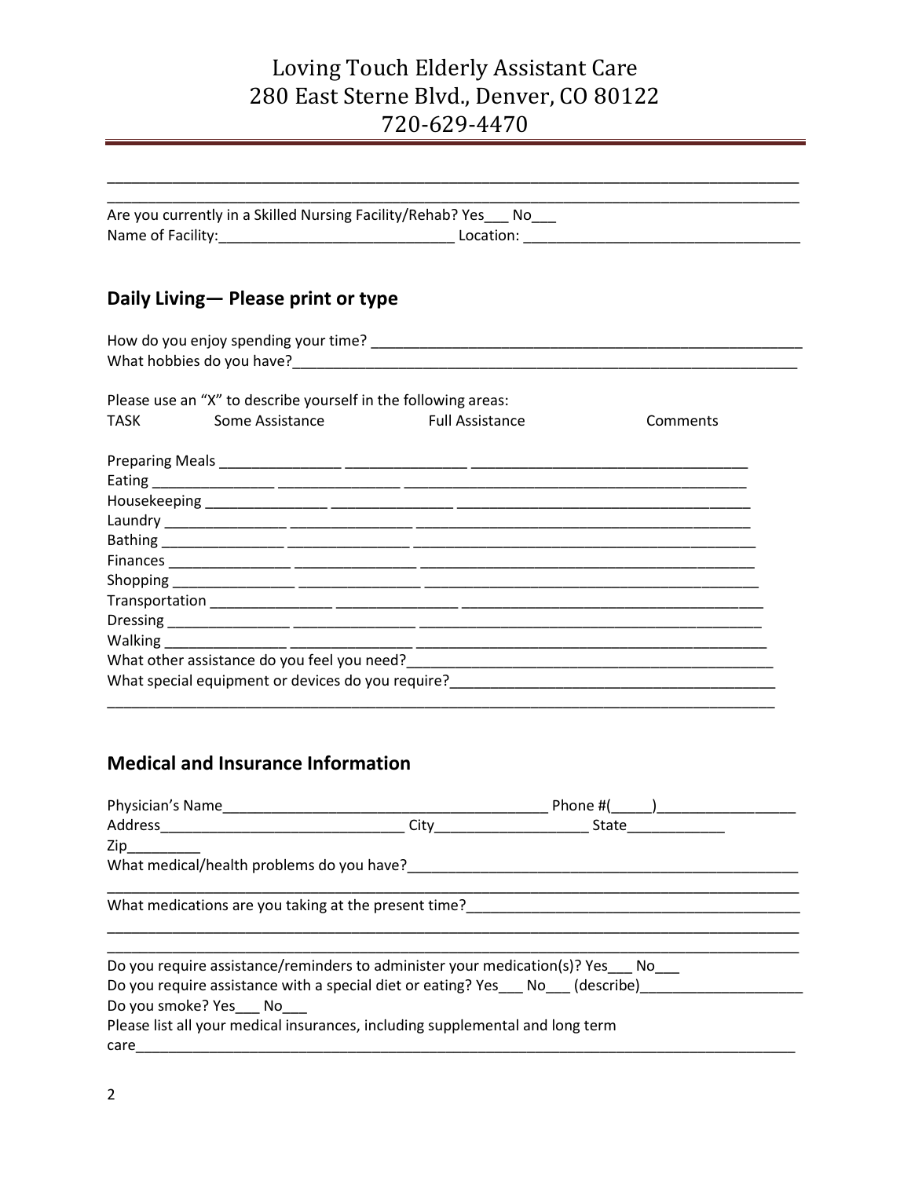Loving Touch Elderly Assistant Care
280 East Sterne Blvd., Denver, CO 80122
720-629-4470

_______________________________________________________________________________________
_______________________________________________________________________________________

Are you currently in a Skilled Nursing Facility/Rehab? Yes___ No___
Name of Facility:_____________________________ Location: _________________________________

## Daily Living— Please print or type

How do you enjoy spending your time? _______________________________________________________
What hobbies do you have?_______________________________________________________________

Please use an "X" to describe yourself in the following areas:

| TASK | Some Assistance | Full Assistance | Comments |
|---|---|---|---|
| Preparing Meals | _______________ | _______________ | __________________________________ |
| Eating | _______________ | _______________ | __________________________________ |
| Housekeeping | _______________ | _______________ | __________________________________ |
| Laundry | _______________ | _______________ | __________________________________ |
| Bathing | _______________ | _______________ | __________________________________ |
| Finances | _______________ | _______________ | __________________________________ |
| Shopping | _______________ | _______________ | __________________________________ |
| Transportation | _______________ | _______________ | __________________________________ |
| Dressing | _______________ | _______________ | __________________________________ |
| Walking | _______________ | _______________ | __________________________________ |

What other assistance do you feel you need?_____________________________________________
What special equipment or devices do you require?________________________________________
_______________________________________________________________________________________

## Medical and Insurance Information

Physician's Name________________________________________ Phone #(_____)_________________
Address______________________________ City__________________ State____________
Zip_________
What medical/health problems do you have?_______________________________________________
_______________________________________________________________________________________
What medications are you taking at the present time?________________________________________
_______________________________________________________________________________________
_______________________________________________________________________________________
Do you require assistance/reminders to administer your medication(s)? Yes___ No___
Do you require assistance with a special diet or eating? Yes___ No___ (describe)____________________
Do you smoke? Yes___ No___
Please list all your medical insurances, including supplemental and long term care__________________________________________________________________________________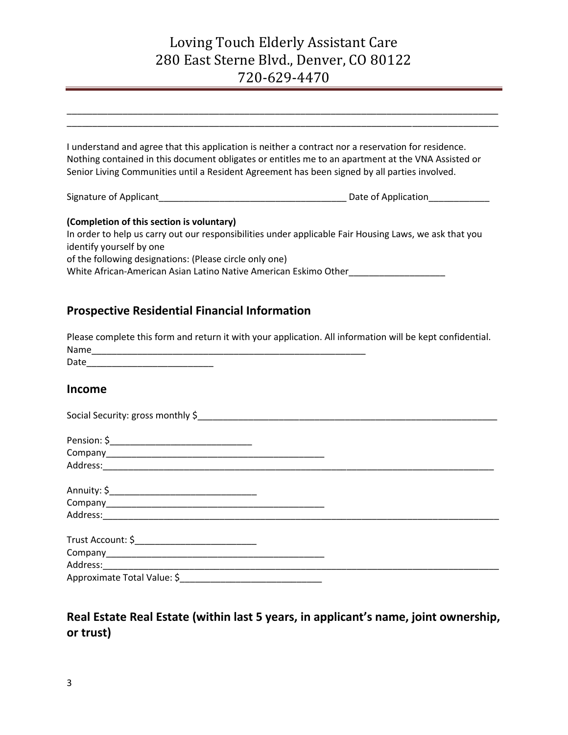Loving Touch Elderly Assistant Care
280 East Sterne Blvd., Denver, CO 80122
720-629-4470

______________________________________________________________________________________
______________________________________________________________________________________

I understand and agree that this application is neither a contract nor a reservation for residence. Nothing contained in this document obligates or entitles me to an apartment at the VNA Assisted or Senior Living Communities until a Resident Agreement has been signed by all parties involved.

Signature of Applicant_____________________________________ Date of Application____________

**(Completion of this section is voluntary)**
In order to help us carry out our responsibilities under applicable Fair Housing Laws, we ask that you identify yourself by one
of the following designations: (Please circle only one)
White African-American Asian Latino Native American Eskimo Other___________________

## Prospective Residential Financial Information

Please complete this form and return it with your application. All information will be kept confidential.
Name________________________________________________________
Date_________________________

## Income

Social Security: gross monthly $______________________________________________________________

Pension: $___________________________
Company____________________________________________
Address:____________________________________________________________________________

Annuity: $_____________________________
Company____________________________________________
Address:_____________________________________________________________________________

Trust Account: $________________________
Company____________________________________________
Address:_____________________________________________________________________________
Approximate Total Value: $___________________________

## Real Estate Real Estate (within last 5 years, in applicant's name, joint ownership, or trust)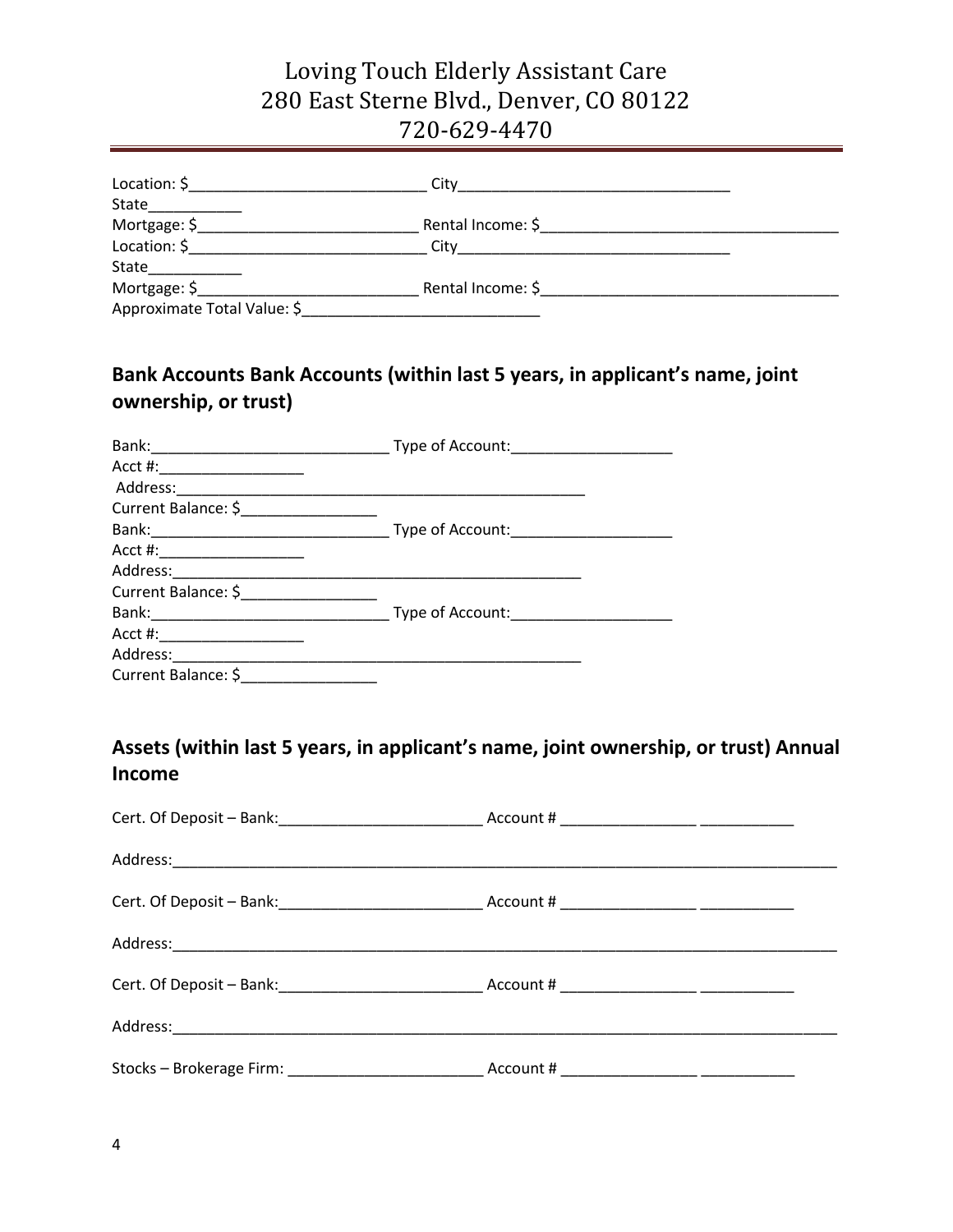Loving Touch Elderly Assistant Care
280 East Sterne Blvd., Denver, CO 80122
720-629-4470

Location: $____________________________ City________________________________
State___________
Mortgage: $__________________________ Rental Income: $___________________________________
Location: $____________________________ City________________________________
State___________
Mortgage: $__________________________ Rental Income: $___________________________________
Approximate Total Value: $___________________________

## Bank Accounts Bank Accounts (within last 5 years, in applicant's name, joint ownership, or trust)

Bank:____________________________ Type of Account:___________________
Acct #:_________________
Address:_________________________________________________
Current Balance: $________________
Bank:____________________________ Type of Account:___________________
Acct #:_________________
Address:_________________________________________________
Current Balance: $________________
Bank:____________________________ Type of Account:___________________
Acct #:_________________
Address:_________________________________________________
Current Balance: $________________

## Assets (within last 5 years, in applicant's name, joint ownership, or trust) Annual Income

Cert. Of Deposit – Bank:________________________ Account # ________________ ___________

Address:_________________________________________________________________________________

Cert. Of Deposit – Bank:________________________ Account # ________________ ___________

Address:_________________________________________________________________________________

Cert. Of Deposit – Bank:________________________ Account # ________________ ___________

Address:_________________________________________________________________________________

Stocks – Brokerage Firm: _______________________ Account # ________________ ___________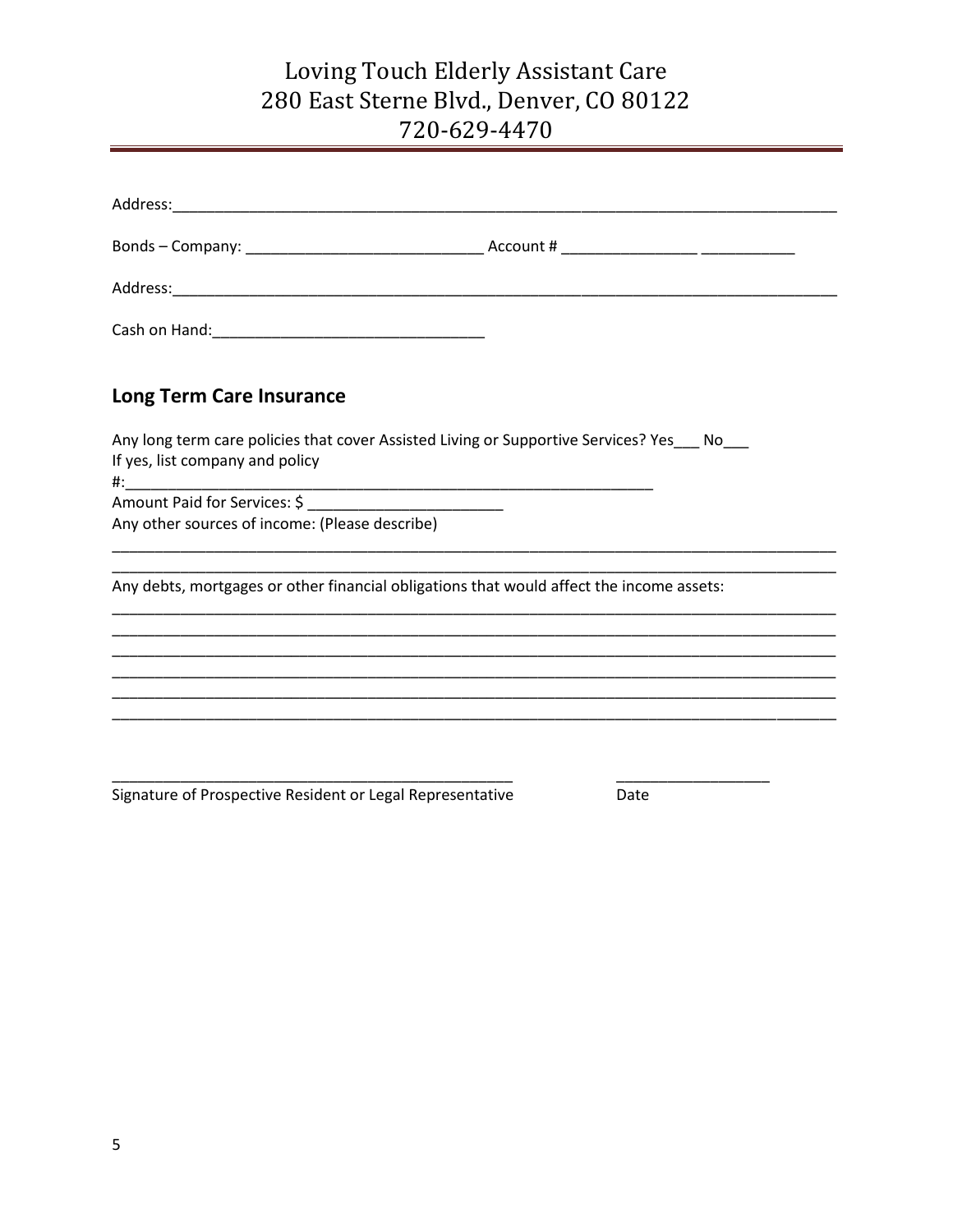Loving Touch Elderly Assistant Care
280 East Sterne Blvd., Denver, CO 80122
720-629-4470

Address:_______________________________________________________________________________

Bonds – Company: ____________________________ Account # ________________ ___________

Address:_______________________________________________________________________________

Cash on Hand:________________________________

## Long Term Care Insurance

Any long term care policies that cover Assisted Living or Supportive Services? Yes___ No___
If yes, list company and policy
#:_______________________________________________________________
Amount Paid for Services: $ _______________________
Any other sources of income: (Please describe)
_______________________________________________________________________________________
_______________________________________________________________________________________
Any debts, mortgages or other financial obligations that would affect the income assets:
_______________________________________________________________________________________
_______________________________________________________________________________________
_______________________________________________________________________________________
_______________________________________________________________________________________
_______________________________________________________________________________________
_______________________________________________________________________________________

_________________________________________________ __________________
Signature of Prospective Resident or Legal Representative Date